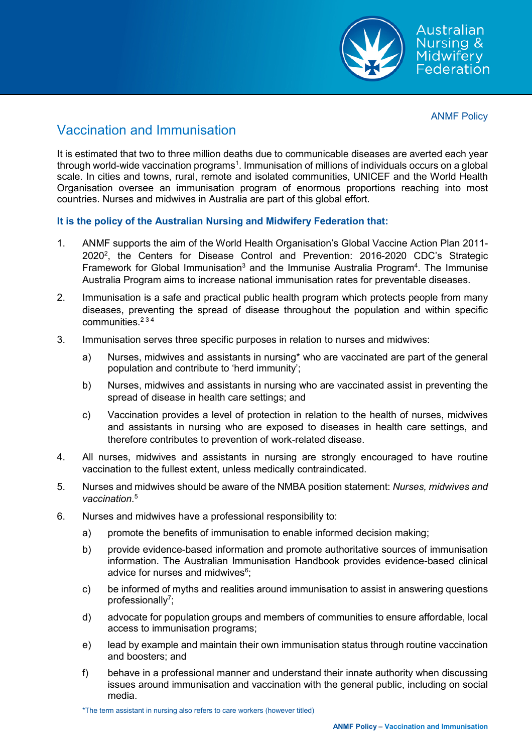ANMF Policy

# Vaccination and Immunisation

It is estimated that two to three million deaths due to communicable diseases are averted each year through world-wide vaccination programs[1]. Immunisation of millions of individuals occurs on a global scale. In cities and towns, rural, remote and isolated communities, UNICEF and the World Health Organisation oversee an immunisation program of enormous proportions reaching into most countries. Nurses and midwives in Australia are part of this global effort.

**It is the policy of the Australian Nursing and Midwifery Federation that:**

1. ANMF supports the aim of the World Health Organisation's Global Vaccine Action Plan 2011-2020[2], the Centers for Disease Control and Prevention: 2016-2020 CDC's Strategic Framework for Global Immunisation[3] and the Immunise Australia Program[4]. The Immunise Australia Program aims to increase national immunisation rates for preventable diseases.
2. Immunisation is a safe and practical public health program which protects people from many diseases, preventing the spread of disease throughout the population and within specific communities.[2 3 4]
3. Immunisation serves three specific purposes in relation to nurses and midwives:
   a) Nurses, midwives and assistants in nursing* who are vaccinated are part of the general population and contribute to 'herd immunity';
   b) Nurses, midwives and assistants in nursing who are vaccinated assist in preventing the spread of disease in health care settings; and
   c) Vaccination provides a level of protection in relation to the health of nurses, midwives and assistants in nursing who are exposed to diseases in health care settings, and therefore contributes to prevention of work-related disease.
4. All nurses, midwives and assistants in nursing are strongly encouraged to have routine vaccination to the fullest extent, unless medically contraindicated.
5. Nurses and midwives should be aware of the NMBA position statement: *Nurses, midwives and vaccination*.[5]
6. Nurses and midwives have a professional responsibility to:
   a) promote the benefits of immunisation to enable informed decision making;
   b) provide evidence-based information and promote authoritative sources of immunisation information. The Australian Immunisation Handbook provides evidence-based clinical advice for nurses and midwives[6];
   c) be informed of myths and realities around immunisation to assist in answering questions professionally[7];
   d) advocate for population groups and members of communities to ensure affordable, local access to immunisation programs;
   e) lead by example and maintain their own immunisation status through routine vaccination and boosters; and
   f) behave in a professional manner and understand their innate authority when discussing issues around immunisation and vaccination with the general public, including on social media.

*The term assistant in nursing also refers to care workers (however titled)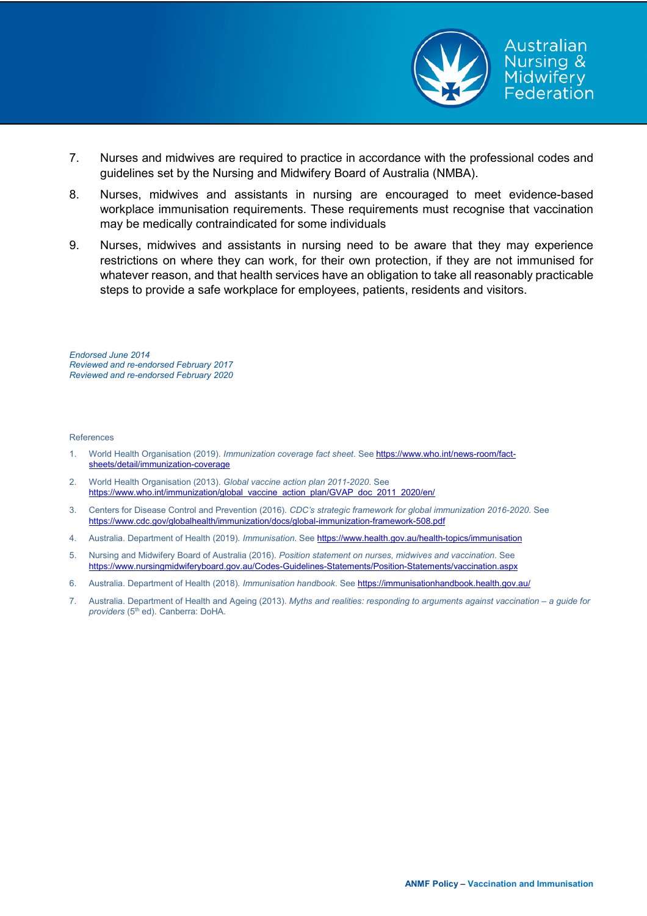7. Nurses and midwives are required to practice in accordance with the professional codes and guidelines set by the Nursing and Midwifery Board of Australia (NMBA).
8. Nurses, midwives and assistants in nursing are encouraged to meet evidence-based workplace immunisation requirements. These requirements must recognise that vaccination may be medically contraindicated for some individuals
9. Nurses, midwives and assistants in nursing need to be aware that they may experience restrictions on where they can work, for their own protection, if they are not immunised for whatever reason, and that health services have an obligation to take all reasonably practicable steps to provide a safe workplace for employees, patients, residents and visitors.

*Endorsed June 2014*
*Reviewed and re-endorsed February 2017*
*Reviewed and re-endorsed February 2020*

References

1. World Health Organisation (2019). *Immunization coverage fact sheet*. See https://www.who.int/news-room/fact-sheets/detail/immunization-coverage
2. World Health Organisation (2013). *Global vaccine action plan 2011-2020*. See https://www.who.int/immunization/global_vaccine_action_plan/GVAP_doc_2011_2020/en/
3. Centers for Disease Control and Prevention (2016). *CDC's strategic framework for global immunization 2016-2020*. See https://www.cdc.gov/globalhealth/immunization/docs/global-immunization-framework-508.pdf
4. Australia. Department of Health (2019). *Immunisation*. See https://www.health.gov.au/health-topics/immunisation
5. Nursing and Midwifery Board of Australia (2016). *Position statement on nurses, midwives and vaccination*. See https://www.nursingmidwiferyboard.gov.au/Codes-Guidelines-Statements/Position-Statements/vaccination.aspx
6. Australia. Department of Health (2018). *Immunisation handbook*. See https://immunisationhandbook.health.gov.au/
7. Australia. Department of Health and Ageing (2013). *Myths and realities: responding to arguments against vaccination – a guide for providers* (5th ed). Canberra: DoHA.